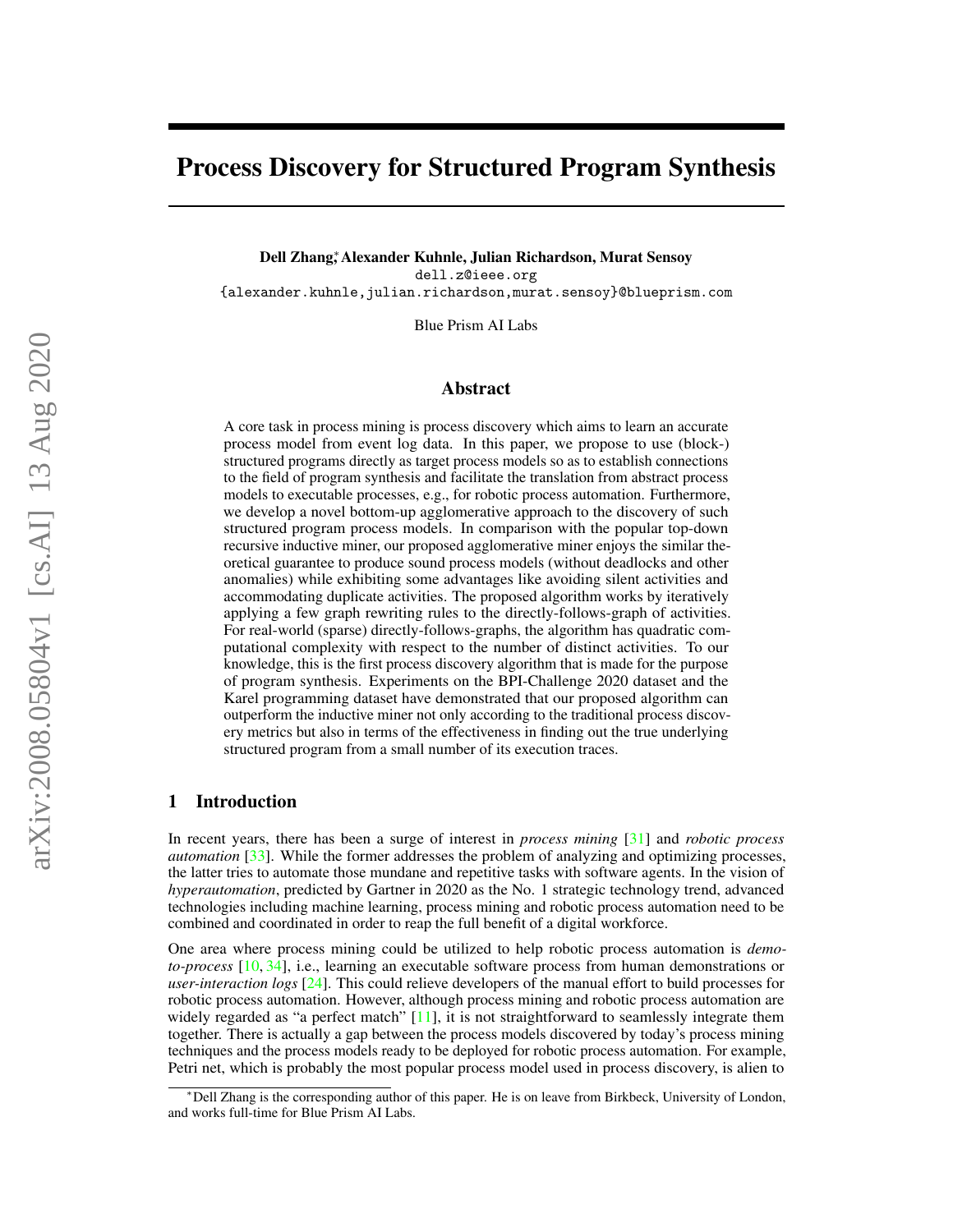# Process Discovery for Structured Program Synthesis

**Dell Zhang**[*] **Alexander Kuhnle, Julian Richardson, Murat Sensoy**
dell.z@ieee.org
{alexander.kuhnle,julian.richardson,murat.sensoy}@blueprism.com

Blue Prism AI Labs

## Abstract

A core task in process mining is process discovery which aims to learn an accurate process model from event log data. In this paper, we propose to use (block-) structured programs directly as target process models so as to establish connections to the field of program synthesis and facilitate the translation from abstract process models to executable processes, e.g., for robotic process automation. Furthermore, we develop a novel bottom-up agglomerative approach to the discovery of such structured program process models. In comparison with the popular top-down recursive inductive miner, our proposed agglomerative miner enjoys the similar theoretical guarantee to produce sound process models (without deadlocks and other anomalies) while exhibiting some advantages like avoiding silent activities and accommodating duplicate activities. The proposed algorithm works by iteratively applying a few graph rewriting rules to the directly-follows-graph of activities. For real-world (sparse) directly-follows-graphs, the algorithm has quadratic computational complexity with respect to the number of distinct activities. To our knowledge, this is the first process discovery algorithm that is made for the purpose of program synthesis. Experiments on the BPI-Challenge 2020 dataset and the Karel programming dataset have demonstrated that our proposed algorithm can outperform the inductive miner not only according to the traditional process discovery metrics but also in terms of the effectiveness in finding out the true underlying structured program from a small number of its execution traces.

## 1 Introduction

In recent years, there has been a surge of interest in *process mining* [31] and *robotic process automation* [33]. While the former addresses the problem of analyzing and optimizing processes, the latter tries to automate those mundane and repetitive tasks with software agents. In the vision of *hyperautomation*, predicted by Gartner in 2020 as the No. 1 strategic technology trend, advanced technologies including machine learning, process mining and robotic process automation need to be combined and coordinated in order to reap the full benefit of a digital workforce.

One area where process mining could be utilized to help robotic process automation is *demo-to-process* [10, 34], i.e., learning an executable software process from human demonstrations or *user-interaction logs* [24]. This could relieve developers of the manual effort to build processes for robotic process automation. However, although process mining and robotic process automation are widely regarded as "a perfect match" [11], it is not straightforward to seamlessly integrate them together. There is actually a gap between the process models discovered by today's process mining techniques and the process models ready to be deployed for robotic process automation. For example, Petri net, which is probably the most popular process model used in process discovery, is alien to

[*]Dell Zhang is the corresponding author of this paper. He is on leave from Birkbeck, University of London, and works full-time for Blue Prism AI Labs.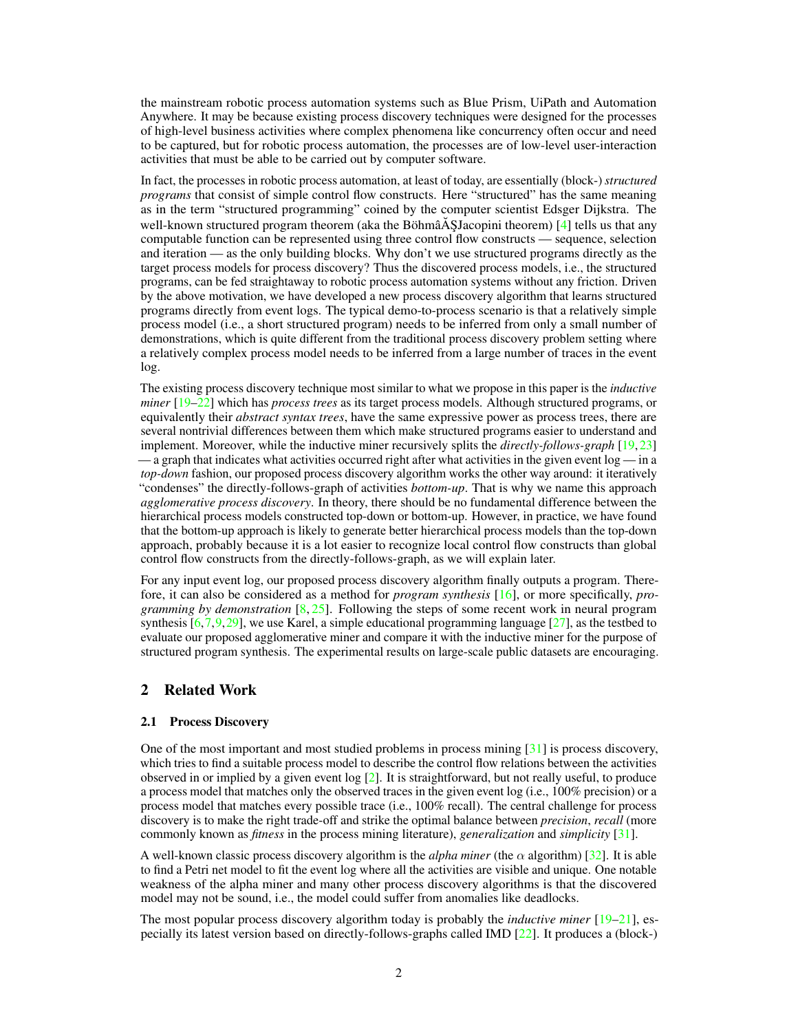the mainstream robotic process automation systems such as Blue Prism, UiPath and Automation Anywhere. It may be because existing process discovery techniques were designed for the processes of high-level business activities where complex phenomena like concurrency often occur and need to be captured, but for robotic process automation, the processes are of low-level user-interaction activities that must be able to be carried out by computer software.

In fact, the processes in robotic process automation, at least of today, are essentially (block-) *structured programs* that consist of simple control flow constructs. Here "structured" has the same meaning as in the term "structured programming" coined by the computer scientist Edsger Dijkstra. The well-known structured program theorem (aka the BöhmâĂŞJacopini theorem) [4] tells us that any computable function can be represented using three control flow constructs — sequence, selection and iteration — as the only building blocks. Why don't we use structured programs directly as the target process models for process discovery? Thus the discovered process models, i.e., the structured programs, can be fed straightaway to robotic process automation systems without any friction. Driven by the above motivation, we have developed a new process discovery algorithm that learns structured programs directly from event logs. The typical demo-to-process scenario is that a relatively simple process model (i.e., a short structured program) needs to be inferred from only a small number of demonstrations, which is quite different from the traditional process discovery problem setting where a relatively complex process model needs to be inferred from a large number of traces in the event log.

The existing process discovery technique most similar to what we propose in this paper is the *inductive miner* [19–22] which has *process trees* as its target process models. Although structured programs, or equivalently their *abstract syntax trees*, have the same expressive power as process trees, there are several nontrivial differences between them which make structured programs easier to understand and implement. Moreover, while the inductive miner recursively splits the *directly-follows-graph* [19, 23] — a graph that indicates what activities occurred right after what activities in the given event log — in a *top-down* fashion, our proposed process discovery algorithm works the other way around: it iteratively "condenses" the directly-follows-graph of activities *bottom-up*. That is why we name this approach *agglomerative process discovery*. In theory, there should be no fundamental difference between the hierarchical process models constructed top-down or bottom-up. However, in practice, we have found that the bottom-up approach is likely to generate better hierarchical process models than the top-down approach, probably because it is a lot easier to recognize local control flow constructs than global control flow constructs from the directly-follows-graph, as we will explain later.

For any input event log, our proposed process discovery algorithm finally outputs a program. Therefore, it can also be considered as a method for *program synthesis* [16], or more specifically, *programming by demonstration* [8, 25]. Following the steps of some recent work in neural program synthesis [6, 7, 9, 29], we use Karel, a simple educational programming language [27], as the testbed to evaluate our proposed agglomerative miner and compare it with the inductive miner for the purpose of structured program synthesis. The experimental results on large-scale public datasets are encouraging.

## 2 Related Work

### 2.1 Process Discovery

One of the most important and most studied problems in process mining [31] is process discovery, which tries to find a suitable process model to describe the control flow relations between the activities observed in or implied by a given event log [2]. It is straightforward, but not really useful, to produce a process model that matches only the observed traces in the given event log (i.e., 100% precision) or a process model that matches every possible trace (i.e., 100% recall). The central challenge for process discovery is to make the right trade-off and strike the optimal balance between *precision*, *recall* (more commonly known as *fitness* in the process mining literature), *generalization* and *simplicity* [31].

A well-known classic process discovery algorithm is the *alpha miner* (the $\alpha$ algorithm) [32]. It is able to find a Petri net model to fit the event log where all the activities are visible and unique. One notable weakness of the alpha miner and many other process discovery algorithms is that the discovered model may not be sound, i.e., the model could suffer from anomalies like deadlocks.

The most popular process discovery algorithm today is probably the *inductive miner* [19–21], especially its latest version based on directly-follows-graphs called IMD [22]. It produces a (block-)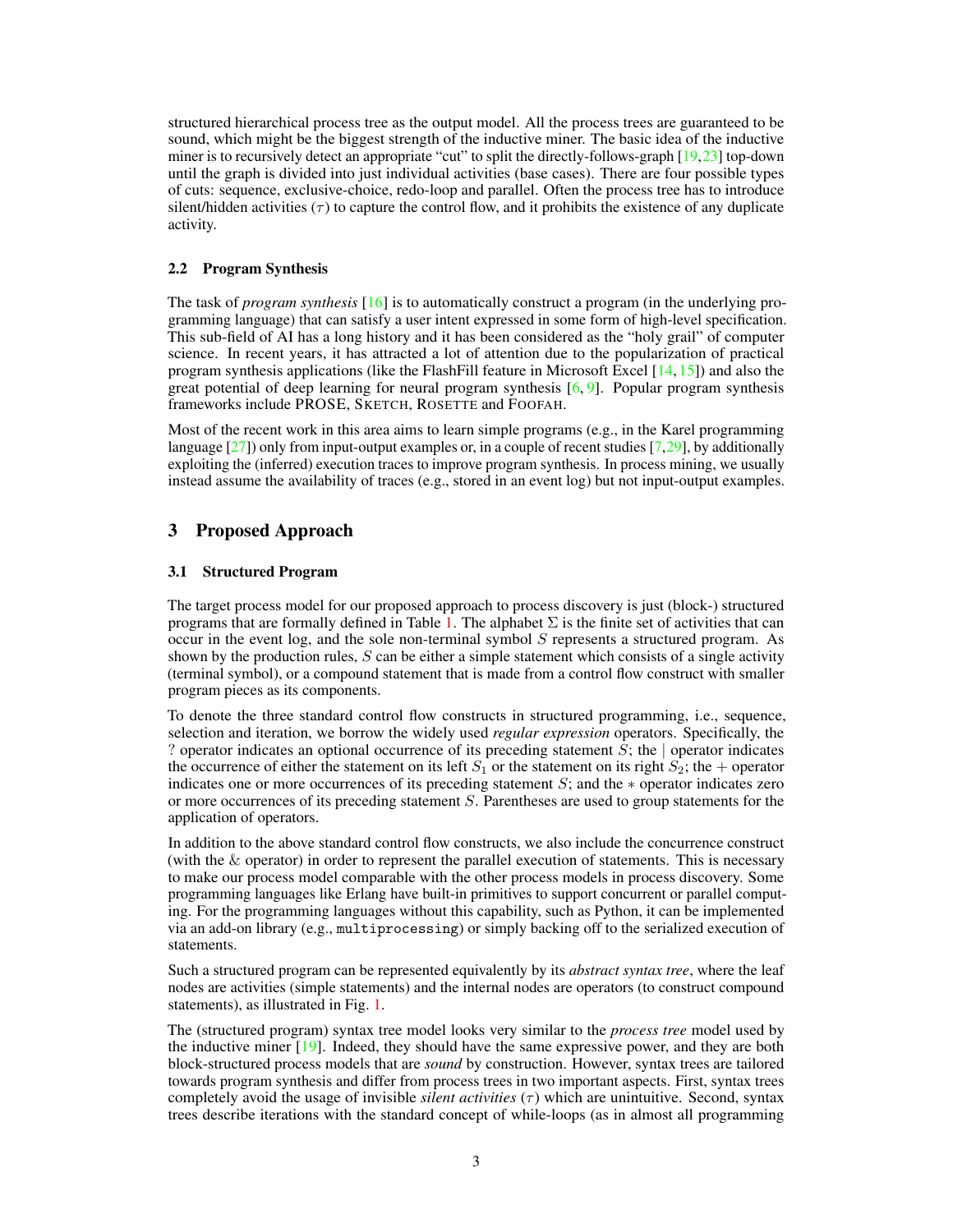structured hierarchical process tree as the output model. All the process trees are guaranteed to be sound, which might be the biggest strength of the inductive miner. The basic idea of the inductive miner is to recursively detect an appropriate "cut" to split the directly-follows-graph [19,23] top-down until the graph is divided into just individual activities (base cases). There are four possible types of cuts: sequence, exclusive-choice, redo-loop and parallel. Often the process tree has to introduce silent/hidden activities ($\tau$) to capture the control flow, and it prohibits the existence of any duplicate activity.

### 2.2 Program Synthesis

The task of *program synthesis* [16] is to automatically construct a program (in the underlying programming language) that can satisfy a user intent expressed in some form of high-level specification. This sub-field of AI has a long history and it has been considered as the "holy grail" of computer science. In recent years, it has attracted a lot of attention due to the popularization of practical program synthesis applications (like the FlashFill feature in Microsoft Excel [14,15]) and also the great potential of deep learning for neural program synthesis [6,9]. Popular program synthesis frameworks include PROSE, SKETCH, ROSETTE and FOOFAH.

Most of the recent work in this area aims to learn simple programs (e.g., in the Karel programming language [27]) only from input-output examples or, in a couple of recent studies [7,29], by additionally exploiting the (inferred) execution traces to improve program synthesis. In process mining, we usually instead assume the availability of traces (e.g., stored in an event log) but not input-output examples.

## 3 Proposed Approach

### 3.1 Structured Program

The target process model for our proposed approach to process discovery is just (block-) structured programs that are formally defined in Table 1. The alphabet $\Sigma$ is the finite set of activities that can occur in the event log, and the sole non-terminal symbol $S$ represents a structured program. As shown by the production rules, $S$ can be either a simple statement which consists of a single activity (terminal symbol), or a compound statement that is made from a control flow construct with smaller program pieces as its components.

To denote the three standard control flow constructs in structured programming, i.e., sequence, selection and iteration, we borrow the widely used *regular expression* operators. Specifically, the $?$ operator indicates an optional occurrence of its preceding statement $S$; the $|$ operator indicates the occurrence of either the statement on its left $S_1$ or the statement on its right $S_2$; the $+$ operator indicates one or more occurrences of its preceding statement $S$; and the $*$ operator indicates zero or more occurrences of its preceding statement $S$. Parentheses are used to group statements for the application of operators.

In addition to the above standard control flow constructs, we also include the concurrence construct (with the $\&$ operator) in order to represent the parallel execution of statements. This is necessary to make our process model comparable with the other process models in process discovery. Some programming languages like Erlang have built-in primitives to support concurrent or parallel computing. For the programming languages without this capability, such as Python, it can be implemented via an add-on library (e.g., `multiprocessing`) or simply backing off to the serialized execution of statements.

Such a structured program can be represented equivalently by its *abstract syntax tree*, where the leaf nodes are activities (simple statements) and the internal nodes are operators (to construct compound statements), as illustrated in Fig. 1.

The (structured program) syntax tree model looks very similar to the *process tree* model used by the inductive miner [19]. Indeed, they should have the same expressive power, and they are both block-structured process models that are *sound* by construction. However, syntax trees are tailored towards program synthesis and differ from process trees in two important aspects. First, syntax trees completely avoid the usage of invisible *silent activities* ($\tau$) which are unintuitive. Second, syntax trees describe iterations with the standard concept of while-loops (as in almost all programming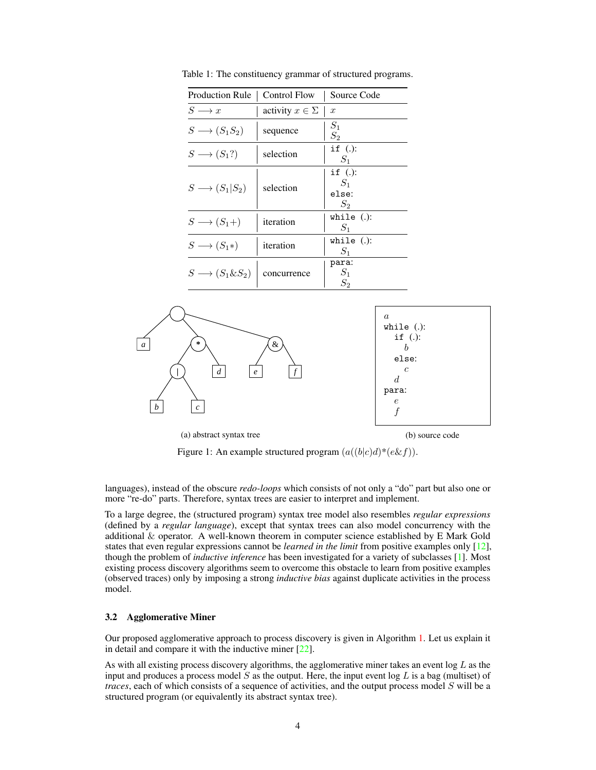Table 1: The constituency grammar of structured programs.

| Production Rule | Control Flow | Source Code |
|---|---|---|
| $S \longrightarrow x$ | activity $x \in \Sigma$ | $x$ |
| $S \longrightarrow (S_1 S_2)$ | sequence | $S_1$ <br> $S_2$ |
| $S \longrightarrow (S_1?)$ | selection | `if (.):` <br> $S_1$ |
| $S \longrightarrow (S_1 \vert S_2)$ | selection | `if (.):` <br> $S_1$ <br> `else:` <br> $S_2$ |
| $S \longrightarrow (S_1+)$ | iteration | `while (.):` <br> $S_1$ |
| $S \longrightarrow (S_1*)$ | iteration | `while (.):` <br> $S_1$ |
| $S \longrightarrow (S_1 \& S_2)$ | concurrence | `para:` <br> $S_1$ <br> $S_2$ |

(a) abstract syntax tree

```
a
while (.):
  if (.):
    b
  else:
    c
  d
para:
  e
  f
```

(b) source code

Figure 1: An example structured program $(a((b|c)d)*(e\&f))$.

languages), instead of the obscure *redo-loops* which consists of not only a "do" part but also one or more "re-do" parts. Therefore, syntax trees are easier to interpret and implement.

To a large degree, the (structured program) syntax tree model also resembles *regular expressions* (defined by a *regular language*), except that syntax trees can also model concurrency with the additional & operator. A well-known theorem in computer science established by E Mark Gold states that even regular expressions cannot be *learned in the limit* from positive examples only [12], though the problem of *inductive inference* has been investigated for a variety of subclasses [1]. Most existing process discovery algorithms seem to overcome this obstacle to learn from positive examples (observed traces) only by imposing a strong *inductive bias* against duplicate activities in the process model.

### 3.2 Agglomerative Miner

Our proposed agglomerative approach to process discovery is given in Algorithm 1. Let us explain it in detail and compare it with the inductive miner [22].

As with all existing process discovery algorithms, the agglomerative miner takes an event log $L$ as the input and produces a process model $S$ as the output. Here, the input event log $L$ is a bag (multiset) of *traces*, each of which consists of a sequence of activities, and the output process model $S$ will be a structured program (or equivalently its abstract syntax tree).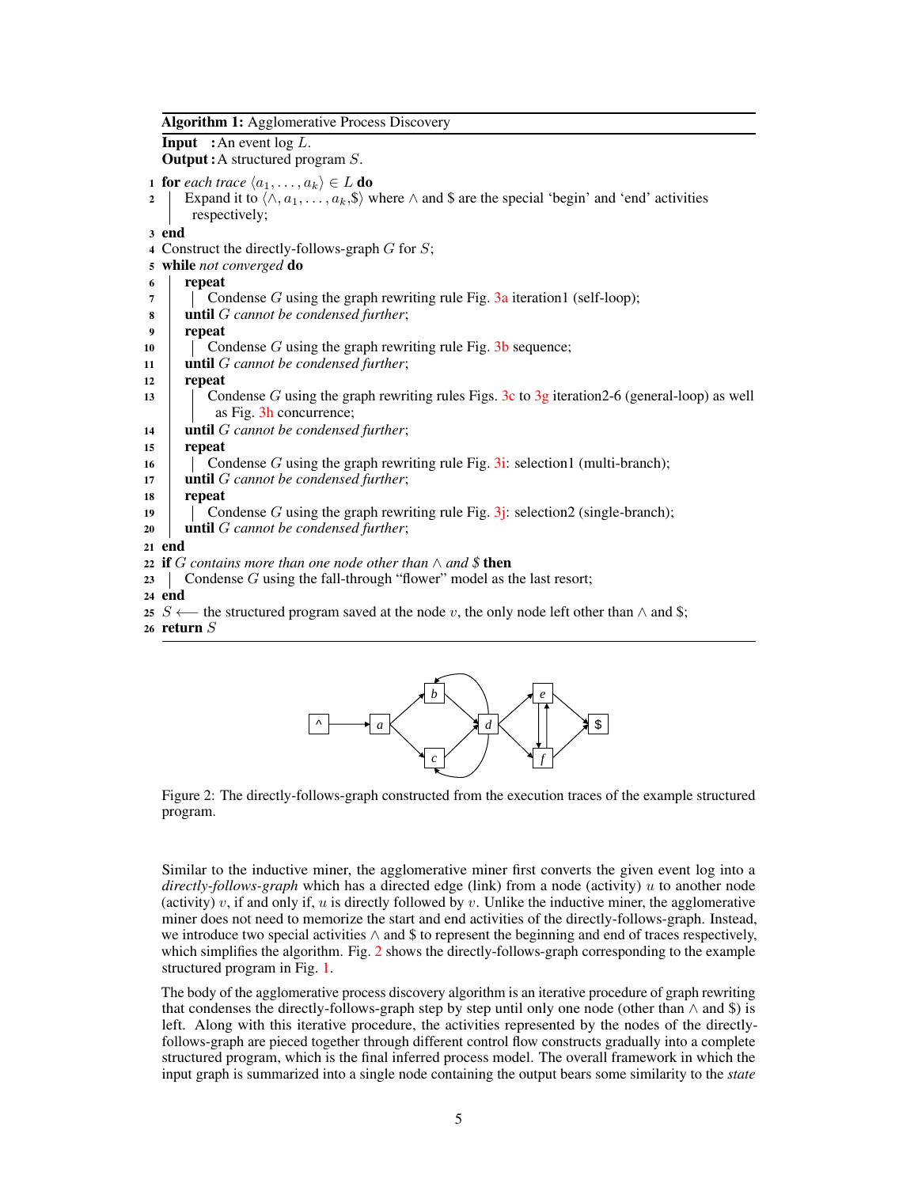**Algorithm 1:** Agglomerative Process Discovery

**Input** : An event log $L$.
**Output :** A structured program $S$.

```
1  for each trace ⟨a_1, ..., a_k⟩ ∈ L do
2  |   Expand it to ⟨∧, a_1, ..., a_k, $⟩ where ∧ and $ are the special 'begin' and 'end' activities
   |     respectively;
3  end
4  Construct the directly-follows-graph G for S;
5  while not converged do
6  |   repeat
7  |   |   Condense G using the graph rewriting rule Fig. 3a iteration1 (self-loop);
8  |   until G cannot be condensed further;
9  |   repeat
10 |   |   Condense G using the graph rewriting rule Fig. 3b sequence;
11 |   until G cannot be condensed further;
12 |   repeat
13 |   |   Condense G using the graph rewriting rules Figs. 3c to 3g iteration2-6 (general-loop) as well
   |   |     as Fig. 3h concurrence;
14 |   until G cannot be condensed further;
15 |   repeat
16 |   |   Condense G using the graph rewriting rule Fig. 3i: selection1 (multi-branch);
17 |   until G cannot be condensed further;
18 |   repeat
19 |   |   Condense G using the graph rewriting rule Fig. 3j: selection2 (single-branch);
20 |   until G cannot be condensed further;
21 end
22 if G contains more than one node other than ∧ and $ then
23 |   Condense G using the fall-through "flower" model as the last resort;
24 end
25 S ⟵ the structured program saved at the node v, the only node left other than ∧ and $;
26 return S
```

Figure 2: The directly-follows-graph constructed from the execution traces of the example structured program.

Similar to the inductive miner, the agglomerative miner first converts the given event log into a *directly-follows-graph* which has a directed edge (link) from a node (activity) $u$ to another node (activity) $v$, if and only if, $u$ is directly followed by $v$. Unlike the inductive miner, the agglomerative miner does not need to memorize the start and end activities of the directly-follows-graph. Instead, we introduce two special activities $\wedge$ and \$ to represent the beginning and end of traces respectively, which simplifies the algorithm. Fig. 2 shows the directly-follows-graph corresponding to the example structured program in Fig. 1.

The body of the agglomerative process discovery algorithm is an iterative procedure of graph rewriting that condenses the directly-follows-graph step by step until only one node (other than $\wedge$ and \$) is left. Along with this iterative procedure, the activities represented by the nodes of the directly-follows-graph are pieced together through different control flow constructs gradually into a complete structured program, which is the final inferred process model. The overall framework in which the input graph is summarized into a single node containing the output bears some similarity to the *state*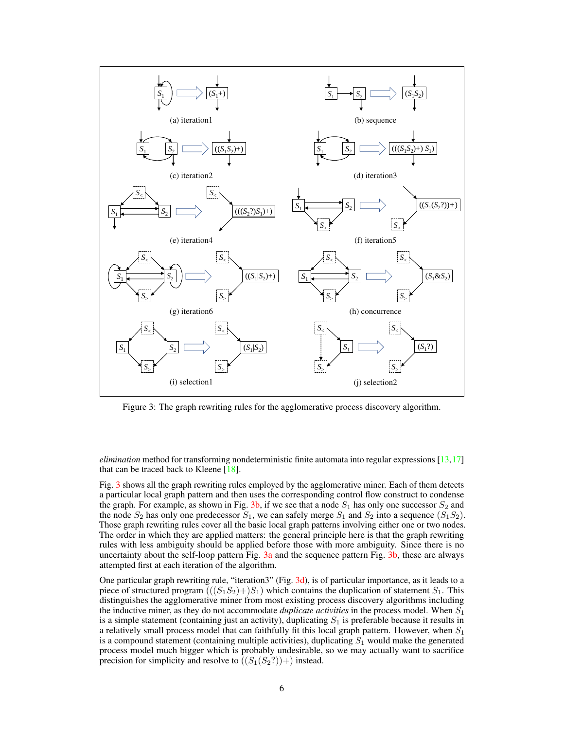Figure 3: The graph rewriting rules for the agglomerative process discovery algorithm.

*elimination* method for transforming nondeterministic finite automata into regular expressions [13,17] that can be traced back to Kleene [18].

Fig. 3 shows all the graph rewriting rules employed by the agglomerative miner. Each of them detects a particular local graph pattern and then uses the corresponding control flow construct to condense the graph. For example, as shown in Fig. 3b, if we see that a node $S_1$ has only one successor $S_2$ and the node $S_2$ has only one predecessor $S_1$, we can safely merge $S_1$ and $S_2$ into a sequence $(S_1 S_2)$. Those graph rewriting rules cover all the basic local graph patterns involving either one or two nodes. The order in which they are applied matters: the general principle here is that the graph rewriting rules with less ambiguity should be applied before those with more ambiguity. Since there is no uncertainty about the self-loop pattern Fig. 3a and the sequence pattern Fig. 3b, these are always attempted first at each iteration of the algorithm.

One particular graph rewriting rule, "iteration3" (Fig. 3d), is of particular importance, as it leads to a piece of structured program $(((S_1 S_2)+) S_1)$ which contains the duplication of statement $S_1$. This distinguishes the agglomerative miner from most existing process discovery algorithms including the inductive miner, as they do not accommodate *duplicate activities* in the process model. When $S_1$ is a simple statement (containing just an activity), duplicating $S_1$ is preferable because it results in a relatively small process model that can faithfully fit this local graph pattern. However, when $S_1$ is a compound statement (containing multiple activities), duplicating $S_1$ would make the generated process model much bigger which is probably undesirable, so we may actually want to sacrifice precision for simplicity and resolve to $((S_1(S_2?))+)$ instead.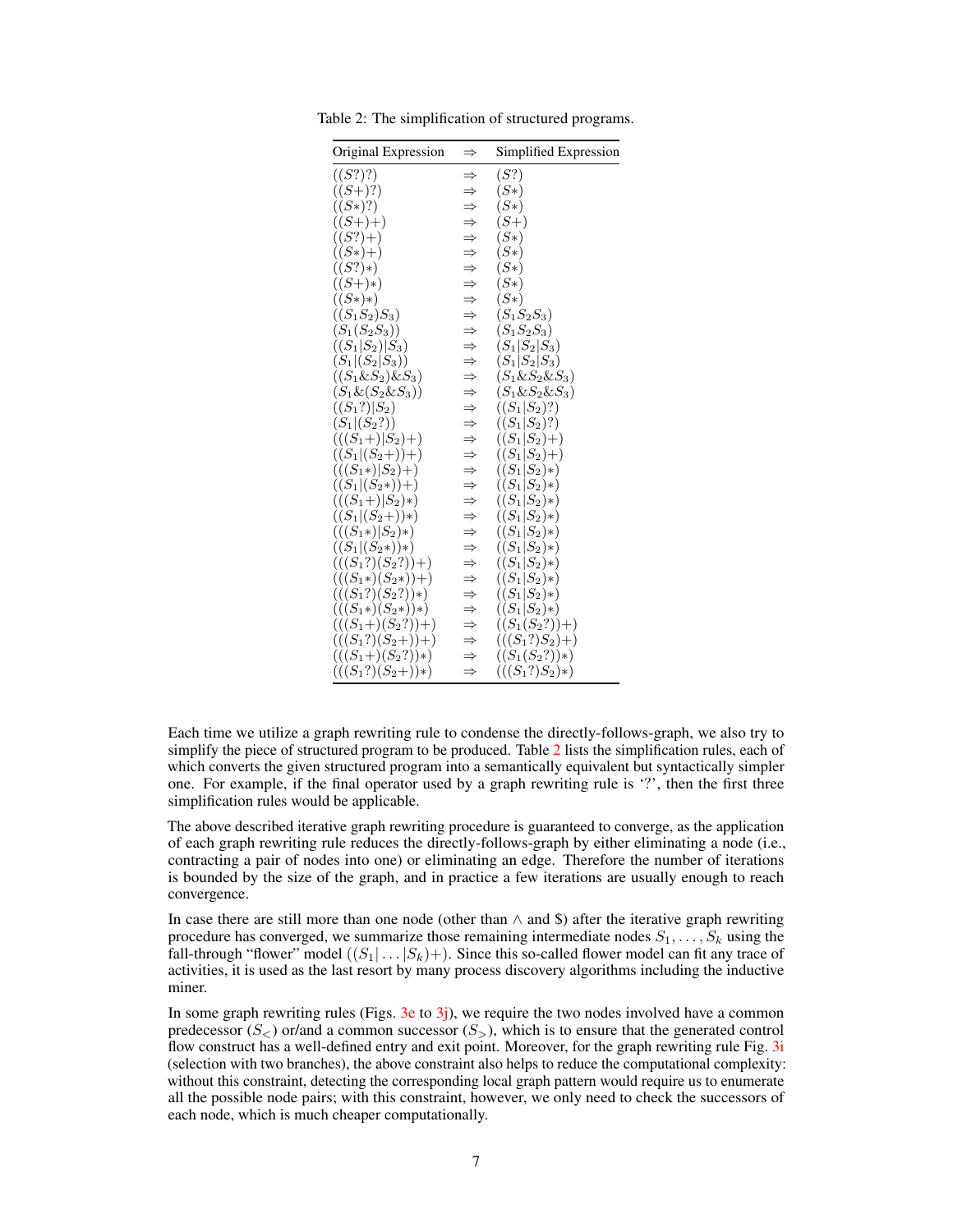Table 2: The simplification of structured programs.

| Original Expression | $\Rightarrow$ | Simplified Expression |
|---|---|---|
| $((S?)?)$ | $\Rightarrow$ | $(S?)$ |
| $((S+)?)$ | $\Rightarrow$ | $(S*)$ |
| $((S*)?)$ | $\Rightarrow$ | $(S*)$ |
| $((S+)+)$ | $\Rightarrow$ | $(S+)$ |
| $((S?)+)$ | $\Rightarrow$ | $(S*)$ |
| $((S*)+)$ | $\Rightarrow$ | $(S*)$ |
| $((S?)*)$ | $\Rightarrow$ | $(S*)$ |
| $((S+)*)$ | $\Rightarrow$ | $(S*)$ |
| $((S*)*)$ | $\Rightarrow$ | $(S*)$ |
| $((S_1S_2)S_3)$ | $\Rightarrow$ | $(S_1S_2S_3)$ |
| $(S_1(S_2S_3))$ | $\Rightarrow$ | $(S_1S_2S_3)$ |
| $((S_1\|S_2)\|S_3)$ | $\Rightarrow$ | $(S_1\|S_2\|S_3)$ |
| $(S_1\|(S_2\|S_3))$ | $\Rightarrow$ | $(S_1\|S_2\|S_3)$ |
| $((S_1\&S_2)\&S_3)$ | $\Rightarrow$ | $(S_1\&S_2\&S_3)$ |
| $(S_1\&(S_2\&S_3))$ | $\Rightarrow$ | $(S_1\&S_2\&S_3)$ |
| $((S_1?)\|S_2)$ | $\Rightarrow$ | $((S_1\|S_2)?)$ |
| $(S_1\|(S_2?))$ | $\Rightarrow$ | $((S_1\|S_2)?)$ |
| $(((S_1+)\|S_2)+)$ | $\Rightarrow$ | $((S_1\|S_2)+)$ |
| $((S_1\|(S_2+))+)$ | $\Rightarrow$ | $((S_1\|S_2)+)$ |
| $(((S_1*)\|S_2)+)$ | $\Rightarrow$ | $((S_1\|S_2)*)$ |
| $((S_1\|(S_2*))+)$ | $\Rightarrow$ | $((S_1\|S_2)*)$ |
| $(((S_1+)\|S_2)*)$ | $\Rightarrow$ | $((S_1\|S_2)*)$ |
| $((S_1\|(S_2+))*)$ | $\Rightarrow$ | $((S_1\|S_2)*)$ |
| $(((S_1*)\|S_2)*)$ | $\Rightarrow$ | $((S_1\|S_2)*)$ |
| $((S_1\|(S_2*))*)$ | $\Rightarrow$ | $((S_1\|S_2)*)$ |
| $(((S_1?)(S_2?))+)$ | $\Rightarrow$ | $((S_1\|S_2)*)$ |
| $(((S_1*)(S_2*))+)$ | $\Rightarrow$ | $((S_1\|S_2)*)$ |
| $(((S_1?)(S_2?))*)$ | $\Rightarrow$ | $((S_1\|S_2)*)$ |
| $(((S_1*)(S_2*))*)$ | $\Rightarrow$ | $((S_1\|S_2)*)$ |
| $(((S_1+)(S_2?))+)$ | $\Rightarrow$ | $((S_1(S_2?))+)$ |
| $(((S_1?)(S_2+))+)$ | $\Rightarrow$ | $(((S_1?)S_2)+)$ |
| $(((S_1+)(S_2?))*)$ | $\Rightarrow$ | $((S_1(S_2?))*)$ |
| $(((S_1?)(S_2+))*)$ | $\Rightarrow$ | $(((S_1?)S_2)*)$ |

Each time we utilize a graph rewriting rule to condense the directly-follows-graph, we also try to simplify the piece of structured program to be produced. Table 2 lists the simplification rules, each of which converts the given structured program into a semantically equivalent but syntactically simpler one. For example, if the final operator used by a graph rewriting rule is '?', then the first three simplification rules would be applicable.

The above described iterative graph rewriting procedure is guaranteed to converge, as the application of each graph rewriting rule reduces the directly-follows-graph by either eliminating a node (i.e., contracting a pair of nodes into one) or eliminating an edge. Therefore the number of iterations is bounded by the size of the graph, and in practice a few iterations are usually enough to reach convergence.

In case there are still more than one node (other than $\wedge$ and \$) after the iterative graph rewriting procedure has converged, we summarize those remaining intermediate nodes $S_1, \ldots, S_k$ using the fall-through "flower" model $((S_1|\ldots|S_k)+)$. Since this so-called flower model can fit any trace of activities, it is used as the last resort by many process discovery algorithms including the inductive miner.

In some graph rewriting rules (Figs. 3e to 3j), we require the two nodes involved have a common predecessor ($S_<$) or/and a common successor ($S_>$), which is to ensure that the generated control flow construct has a well-defined entry and exit point. Moreover, for the graph rewriting rule Fig. 3i (selection with two branches), the above constraint also helps to reduce the computational complexity: without this constraint, detecting the corresponding local graph pattern would require us to enumerate all the possible node pairs; with this constraint, however, we only need to check the successors of each node, which is much cheaper computationally.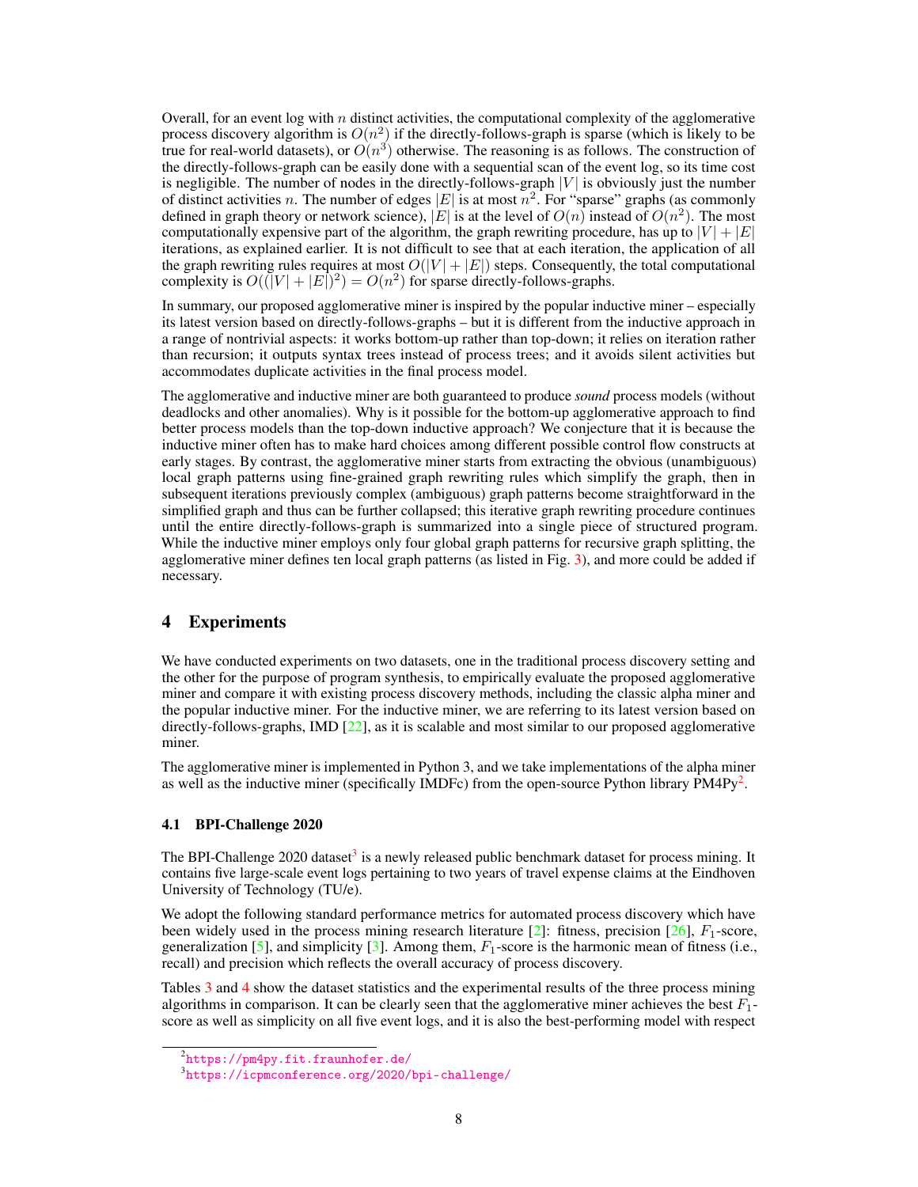Overall, for an event log with $n$ distinct activities, the computational complexity of the agglomerative process discovery algorithm is $O(n^2)$ if the directly-follows-graph is sparse (which is likely to be true for real-world datasets), or $O(n^3)$ otherwise. The reasoning is as follows. The construction of the directly-follows-graph can be easily done with a sequential scan of the event log, so its time cost is negligible. The number of nodes in the directly-follows-graph $|V|$ is obviously just the number of distinct activities $n$. The number of edges $|E|$ is at most $n^2$. For "sparse" graphs (as commonly defined in graph theory or network science), $|E|$ is at the level of $O(n)$ instead of $O(n^2)$. The most computationally expensive part of the algorithm, the graph rewriting procedure, has up to $|V| + |E|$ iterations, as explained earlier. It is not difficult to see that at each iteration, the application of all the graph rewriting rules requires at most $O(|V| + |E|)$ steps. Consequently, the total computational complexity is $O((|V| + |E|)^2) = O(n^2)$ for sparse directly-follows-graphs.

In summary, our proposed agglomerative miner is inspired by the popular inductive miner – especially its latest version based on directly-follows-graphs – but it is different from the inductive approach in a range of nontrivial aspects: it works bottom-up rather than top-down; it relies on iteration rather than recursion; it outputs syntax trees instead of process trees; and it avoids silent activities but accommodates duplicate activities in the final process model.

The agglomerative and inductive miner are both guaranteed to produce *sound* process models (without deadlocks and other anomalies). Why is it possible for the bottom-up agglomerative approach to find better process models than the top-down inductive approach? We conjecture that it is because the inductive miner often has to make hard choices among different possible control flow constructs at early stages. By contrast, the agglomerative miner starts from extracting the obvious (unambiguous) local graph patterns using fine-grained graph rewriting rules which simplify the graph, then in subsequent iterations previously complex (ambiguous) graph patterns become straightforward in the simplified graph and thus can be further collapsed; this iterative graph rewriting procedure continues until the entire directly-follows-graph is summarized into a single piece of structured program. While the inductive miner employs only four global graph patterns for recursive graph splitting, the agglomerative miner defines ten local graph patterns (as listed in Fig. 3), and more could be added if necessary.

# 4 Experiments

We have conducted experiments on two datasets, one in the traditional process discovery setting and the other for the purpose of program synthesis, to empirically evaluate the proposed agglomerative miner and compare it with existing process discovery methods, including the classic alpha miner and the popular inductive miner. For the inductive miner, we are referring to its latest version based on directly-follows-graphs, IMD [22], as it is scalable and most similar to our proposed agglomerative miner.

The agglomerative miner is implemented in Python 3, and we take implementations of the alpha miner as well as the inductive miner (specifically IMDFc) from the open-source Python library PM4Py[2].

## 4.1 BPI-Challenge 2020

The BPI-Challenge 2020 dataset[3] is a newly released public benchmark dataset for process mining. It contains five large-scale event logs pertaining to two years of travel expense claims at the Eindhoven University of Technology (TU/e).

We adopt the following standard performance metrics for automated process discovery which have been widely used in the process mining research literature [2]: fitness, precision [26], $F_1$-score, generalization [5], and simplicity [3]. Among them, $F_1$-score is the harmonic mean of fitness (i.e., recall) and precision which reflects the overall accuracy of process discovery.

Tables 3 and 4 show the dataset statistics and the experimental results of the three process mining algorithms in comparison. It can be clearly seen that the agglomerative miner achieves the best $F_1$-score as well as simplicity on all five event logs, and it is also the best-performing model with respect

[2] https://pm4py.fit.fraunhofer.de/

[3] https://icpmconference.org/2020/bpi-challenge/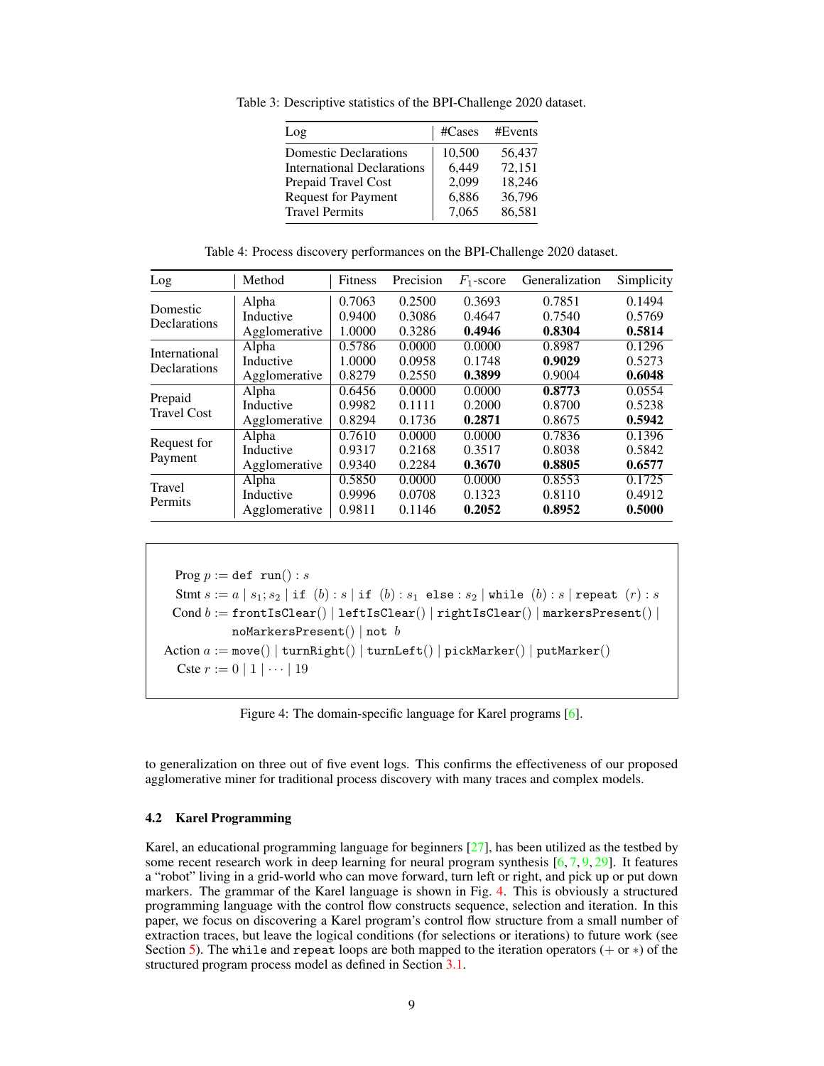Table 3: Descriptive statistics of the BPI-Challenge 2020 dataset.

| Log | #Cases | #Events |
|---|---|---|
| Domestic Declarations | 10,500 | 56,437 |
| International Declarations | 6,449 | 72,151 |
| Prepaid Travel Cost | 2,099 | 18,246 |
| Request for Payment | 6,886 | 36,796 |
| Travel Permits | 7,065 | 86,581 |

Table 4: Process discovery performances on the BPI-Challenge 2020 dataset.

| Log | Method | Fitness | Precision | $F_1$-score | Generalization | Simplicity |
|---|---|---|---|---|---|---|
| Domestic Declarations | Alpha | 0.7063 | 0.2500 | 0.3693 | 0.7851 | 0.1494 |
| | Inductive | 0.9400 | 0.3086 | 0.4647 | 0.7540 | 0.5769 |
| | Agglomerative | 1.0000 | 0.3286 | **0.4946** | **0.8304** | **0.5814** |
| International Declarations | Alpha | 0.5786 | 0.0000 | 0.0000 | 0.8987 | 0.1296 |
| | Inductive | 1.0000 | 0.0958 | 0.1748 | **0.9029** | 0.5273 |
| | Agglomerative | 0.8279 | 0.2550 | **0.3899** | 0.9004 | **0.6048** |
| Prepaid Travel Cost | Alpha | 0.6456 | 0.0000 | 0.0000 | **0.8773** | 0.0554 |
| | Inductive | 0.9982 | 0.1111 | 0.2000 | 0.8700 | 0.5238 |
| | Agglomerative | 0.8294 | 0.1736 | **0.2871** | 0.8675 | **0.5942** |
| Request for Payment | Alpha | 0.7610 | 0.0000 | 0.0000 | 0.7836 | 0.1396 |
| | Inductive | 0.9317 | 0.2168 | 0.3517 | 0.8038 | 0.5842 |
| | Agglomerative | 0.9340 | 0.2284 | **0.3670** | **0.8805** | **0.6577** |
| Travel Permits | Alpha | 0.5850 | 0.0000 | 0.0000 | 0.8553 | 0.1725 |
| | Inductive | 0.9996 | 0.0708 | 0.1323 | 0.8110 | 0.4912 |
| | Agglomerative | 0.9811 | 0.1146 | **0.2052** | **0.8952** | **0.5000** |

$$
\begin{aligned}
\text{Prog } p &:= \texttt{def run()} : s \\
\text{Stmt } s &:= a \mid s_1; s_2 \mid \texttt{if } (b) : s \mid \texttt{if } (b) : s_1 \texttt{ else} : s_2 \mid \texttt{while } (b) : s \mid \texttt{repeat } (r) : s \\
\text{Cond } b &:= \texttt{frontIsClear()} \mid \texttt{leftIsClear()} \mid \texttt{rightIsClear()} \mid \texttt{markersPresent()} \mid \\
&\quad\ \texttt{noMarkersPresent()} \mid \texttt{not } b \\
\text{Action } a &:= \texttt{move()} \mid \texttt{turnRight()} \mid \texttt{turnLeft()} \mid \texttt{pickMarker()} \mid \texttt{putMarker()} \\
\text{Cste } r &:= 0 \mid 1 \mid \cdots \mid 19
\end{aligned}
$$

Figure 4: The domain-specific language for Karel programs [6].

to generalization on three out of five event logs. This confirms the effectiveness of our proposed agglomerative miner for traditional process discovery with many traces and complex models.

### 4.2 Karel Programming

Karel, an educational programming language for beginners [27], has been utilized as the testbed by some recent research work in deep learning for neural program synthesis [6, 7, 9, 29]. It features a "robot" living in a grid-world who can move forward, turn left or right, and pick up or put down markers. The grammar of the Karel language is shown in Fig. 4. This is obviously a structured programming language with the control flow constructs sequence, selection and iteration. In this paper, we focus on discovering a Karel program's control flow structure from a small number of extraction traces, but leave the logical conditions (for selections or iterations) to future work (see Section 5). The `while` and `repeat` loops are both mapped to the iteration operators ($+$ or $*$) of the structured program process model as defined in Section 3.1.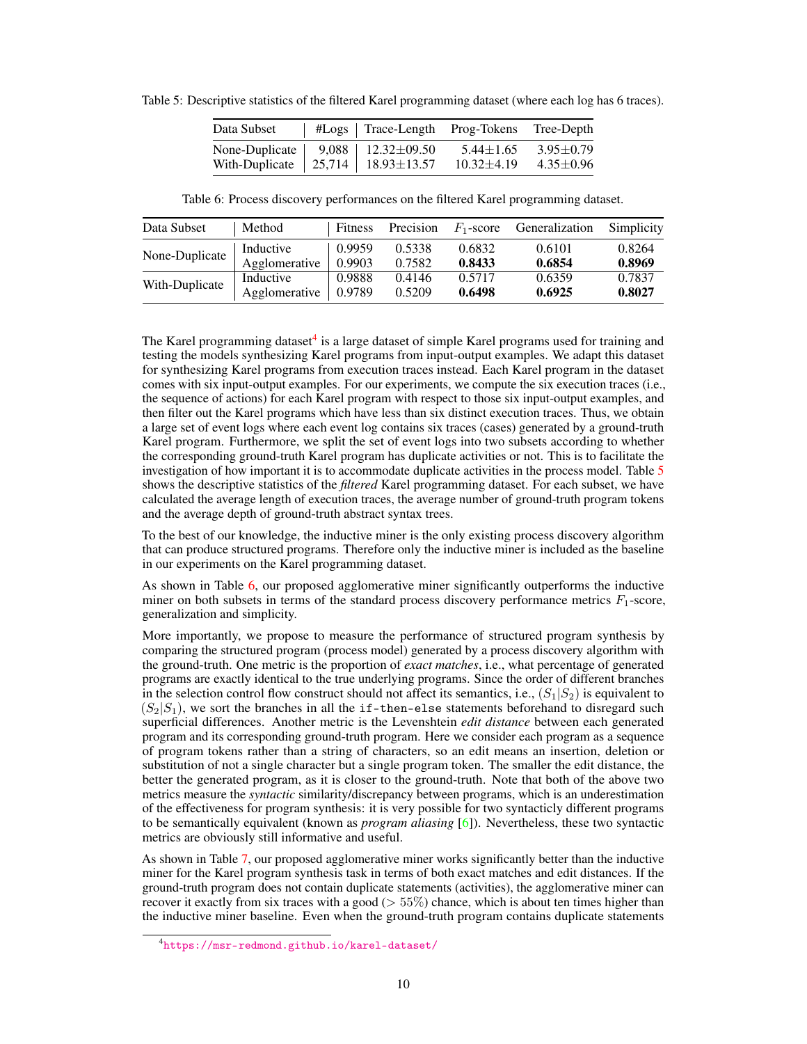Table 5: Descriptive statistics of the filtered Karel programming dataset (where each log has 6 traces).

| Data Subset | #Logs | Trace-Length | Prog-Tokens | Tree-Depth |
|---|---|---|---|---|
| None-Duplicate | 9,088 | 12.32±09.50 | 5.44±1.65 | 3.95±0.79 |
| With-Duplicate | 25,714 | 18.93±13.57 | 10.32±4.19 | 4.35±0.96 |

Table 6: Process discovery performances on the filtered Karel programming dataset.

| Data Subset | Method | Fitness | Precision | $F_1$-score | Generalization | Simplicity |
|---|---|---|---|---|---|---|
| None-Duplicate | Inductive | 0.9959 | 0.5338 | 0.6832 | 0.6101 | 0.8264 |
| | Agglomerative | 0.9903 | 0.7582 | **0.8433** | **0.6854** | **0.8969** |
| With-Duplicate | Inductive | 0.9888 | 0.4146 | 0.5717 | 0.6359 | 0.7837 |
| | Agglomerative | 0.9789 | 0.5209 | **0.6498** | **0.6925** | **0.8027** |

The Karel programming dataset[4] is a large dataset of simple Karel programs used for training and testing the models synthesizing Karel programs from input-output examples. We adapt this dataset for synthesizing Karel programs from execution traces instead. Each Karel program in the dataset comes with six input-output examples. For our experiments, we compute the six execution traces (i.e., the sequence of actions) for each Karel program with respect to those six input-output examples, and then filter out the Karel programs which have less than six distinct execution traces. Thus, we obtain a large set of event logs where each event log contains six traces (cases) generated by a ground-truth Karel program. Furthermore, we split the set of event logs into two subsets according to whether the corresponding ground-truth Karel program has duplicate activities or not. This is to facilitate the investigation of how important it is to accommodate duplicate activities in the process model. Table 5 shows the descriptive statistics of the *filtered* Karel programming dataset. For each subset, we have calculated the average length of execution traces, the average number of ground-truth program tokens and the average depth of ground-truth abstract syntax trees.

To the best of our knowledge, the inductive miner is the only existing process discovery algorithm that can produce structured programs. Therefore only the inductive miner is included as the baseline in our experiments on the Karel programming dataset.

As shown in Table 6, our proposed agglomerative miner significantly outperforms the inductive miner on both subsets in terms of the standard process discovery performance metrics $F_1$-score, generalization and simplicity.

More importantly, we propose to measure the performance of structured program synthesis by comparing the structured program (process model) generated by a process discovery algorithm with the ground-truth. One metric is the proportion of *exact matches*, i.e., what percentage of generated programs are exactly identical to the true underlying programs. Since the order of different branches in the selection control flow construct should not affect its semantics, i.e., $(S_1|S_2)$ is equivalent to $(S_2|S_1)$, we sort the branches in all the `if-then-else` statements beforehand to disregard such superficial differences. Another metric is the Levenshtein *edit distance* between each generated program and its corresponding ground-truth program. Here we consider each program as a sequence of program tokens rather than a string of characters, so an edit means an insertion, deletion or substitution of not a single character but a single program token. The smaller the edit distance, the better the generated program, as it is closer to the ground-truth. Note that both of the above two metrics measure the *syntactic* similarity/discrepancy between programs, which is an underestimation of the effectiveness for program synthesis: it is very possible for two syntacticly different programs to be semantically equivalent (known as *program aliasing* [6]). Nevertheless, these two syntactic metrics are obviously still informative and useful.

As shown in Table 7, our proposed agglomerative miner works significantly better than the inductive miner for the Karel program synthesis task in terms of both exact matches and edit distances. If the ground-truth program does not contain duplicate statements (activities), the agglomerative miner can recover it exactly from six traces with a good ($> 55\%$) chance, which is about ten times higher than the inductive miner baseline. Even when the ground-truth program contains duplicate statements

[4] https://msr-redmond.github.io/karel-dataset/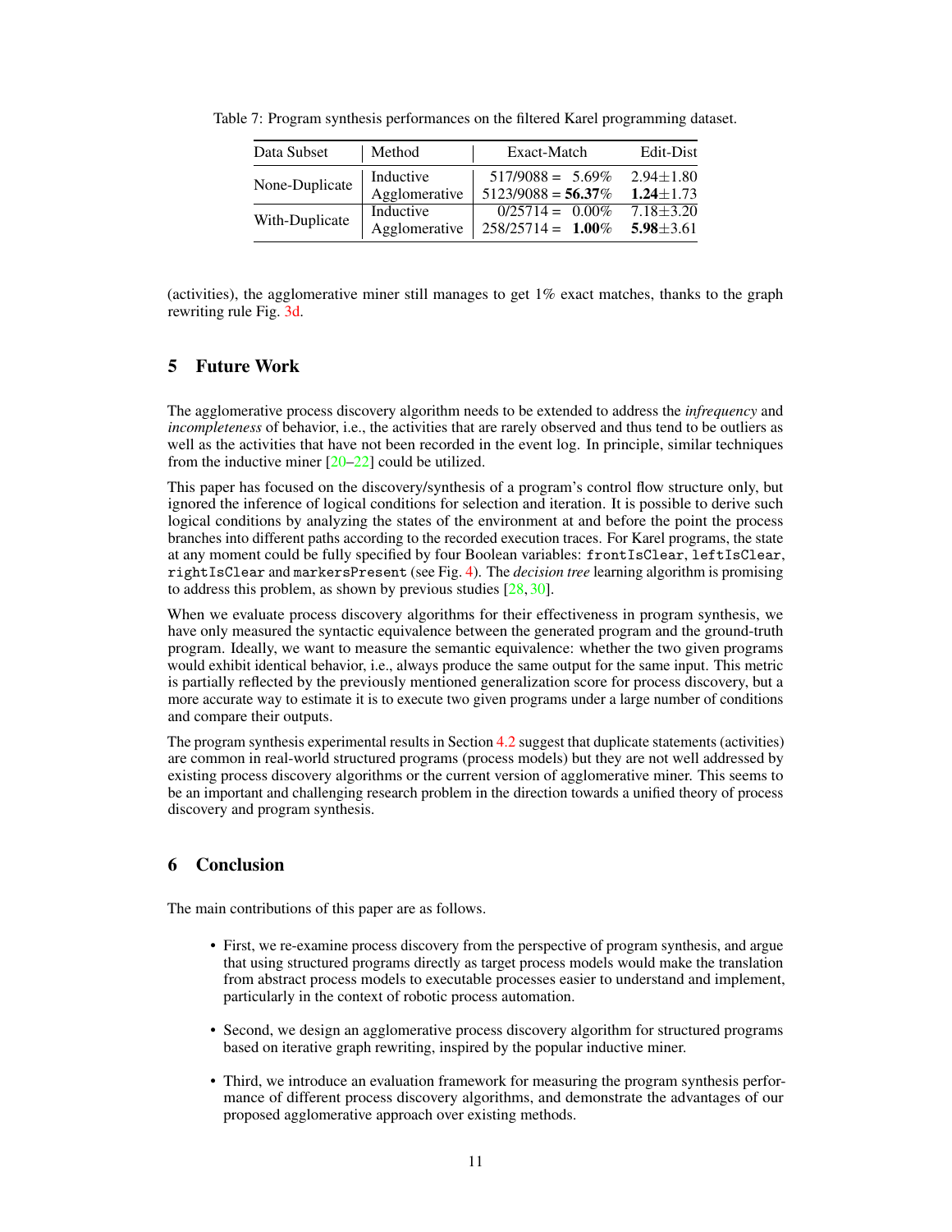Table 7: Program synthesis performances on the filtered Karel programming dataset.

| Data Subset | Method | Exact-Match | Edit-Dist |
|---|---|---|---|
| None-Duplicate | Inductive | 517/9088 = 5.69% | 2.94±1.80 |
| | Agglomerative | 5123/9088 = **56.37**% | **1.24**±1.73 |
| With-Duplicate | Inductive | 0/25714 = 0.00% | 7.18±3.20 |
| | Agglomerative | 258/25714 = **1.00**% | **5.98**±3.61 |

(activities), the agglomerative miner still manages to get 1% exact matches, thanks to the graph rewriting rule Fig. 3d.

## 5 Future Work

The agglomerative process discovery algorithm needs to be extended to address the *infrequency* and *incompleteness* of behavior, i.e., the activities that are rarely observed and thus tend to be outliers as well as the activities that have not been recorded in the event log. In principle, similar techniques from the inductive miner [20–22] could be utilized.

This paper has focused on the discovery/synthesis of a program's control flow structure only, but ignored the inference of logical conditions for selection and iteration. It is possible to derive such logical conditions by analyzing the states of the environment at and before the point the process branches into different paths according to the recorded execution traces. For Karel programs, the state at any moment could be fully specified by four Boolean variables: `frontIsClear`, `leftIsClear`, `rightIsClear` and `markersPresent` (see Fig. 4). The *decision tree* learning algorithm is promising to address this problem, as shown by previous studies [28, 30].

When we evaluate process discovery algorithms for their effectiveness in program synthesis, we have only measured the syntactic equivalence between the generated program and the ground-truth program. Ideally, we want to measure the semantic equivalence: whether the two given programs would exhibit identical behavior, i.e., always produce the same output for the same input. This metric is partially reflected by the previously mentioned generalization score for process discovery, but a more accurate way to estimate it is to execute two given programs under a large number of conditions and compare their outputs.

The program synthesis experimental results in Section 4.2 suggest that duplicate statements (activities) are common in real-world structured programs (process models) but they are not well addressed by existing process discovery algorithms or the current version of agglomerative miner. This seems to be an important and challenging research problem in the direction towards a unified theory of process discovery and program synthesis.

## 6 Conclusion

The main contributions of this paper are as follows.

- First, we re-examine process discovery from the perspective of program synthesis, and argue that using structured programs directly as target process models would make the translation from abstract process models to executable processes easier to understand and implement, particularly in the context of robotic process automation.
- Second, we design an agglomerative process discovery algorithm for structured programs based on iterative graph rewriting, inspired by the popular inductive miner.
- Third, we introduce an evaluation framework for measuring the program synthesis performance of different process discovery algorithms, and demonstrate the advantages of our proposed agglomerative approach over existing methods.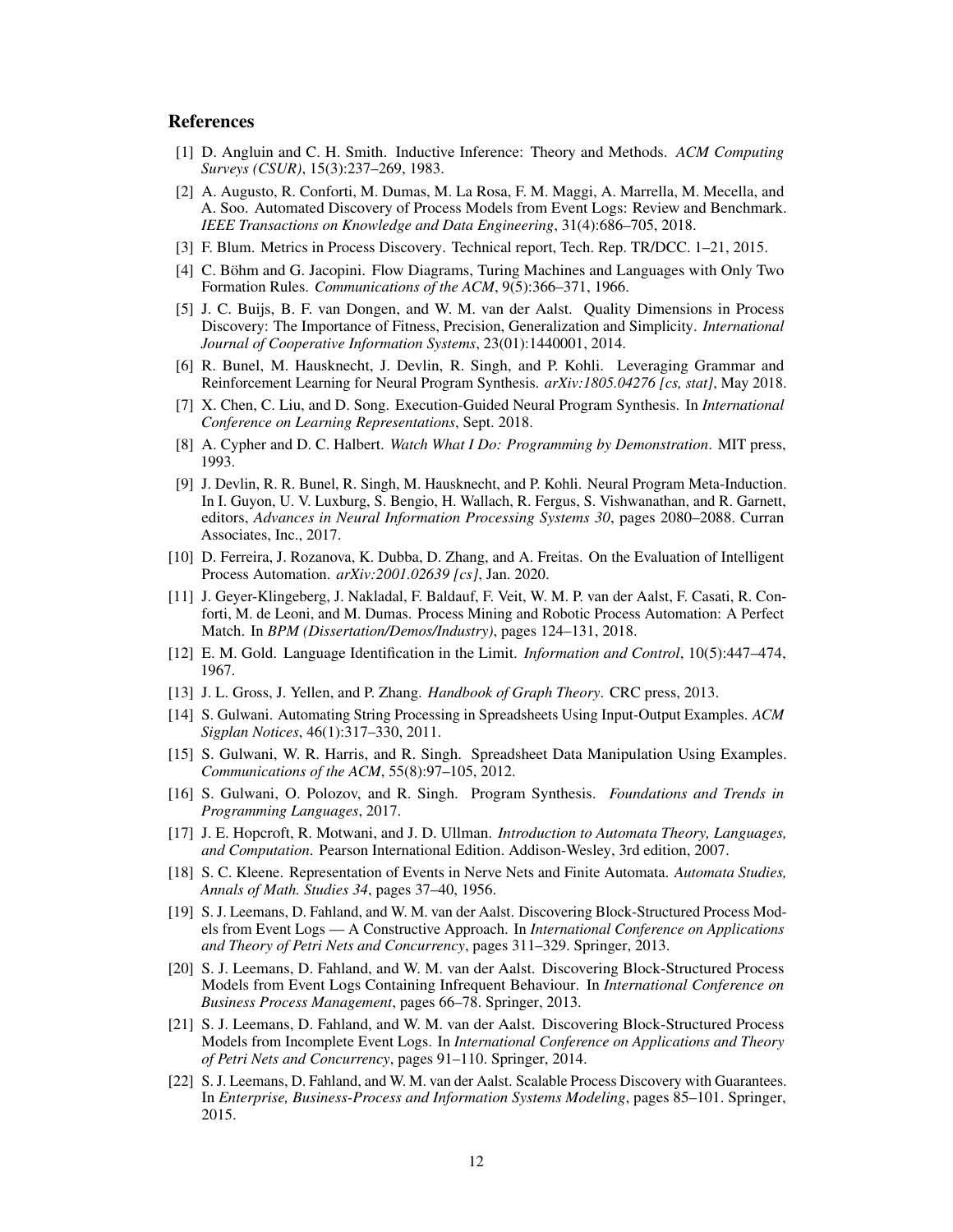## References

[1] D. Angluin and C. H. Smith. Inductive Inference: Theory and Methods. *ACM Computing Surveys (CSUR)*, 15(3):237–269, 1983.

[2] A. Augusto, R. Conforti, M. Dumas, M. La Rosa, F. M. Maggi, A. Marrella, M. Mecella, and A. Soo. Automated Discovery of Process Models from Event Logs: Review and Benchmark. *IEEE Transactions on Knowledge and Data Engineering*, 31(4):686–705, 2018.

[3] F. Blum. Metrics in Process Discovery. Technical report, Tech. Rep. TR/DCC. 1–21, 2015.

[4] C. Böhm and G. Jacopini. Flow Diagrams, Turing Machines and Languages with Only Two Formation Rules. *Communications of the ACM*, 9(5):366–371, 1966.

[5] J. C. Buijs, B. F. van Dongen, and W. M. van der Aalst. Quality Dimensions in Process Discovery: The Importance of Fitness, Precision, Generalization and Simplicity. *International Journal of Cooperative Information Systems*, 23(01):1440001, 2014.

[6] R. Bunel, M. Hausknecht, J. Devlin, R. Singh, and P. Kohli. Leveraging Grammar and Reinforcement Learning for Neural Program Synthesis. *arXiv:1805.04276 [cs, stat]*, May 2018.

[7] X. Chen, C. Liu, and D. Song. Execution-Guided Neural Program Synthesis. In *International Conference on Learning Representations*, Sept. 2018.

[8] A. Cypher and D. C. Halbert. *Watch What I Do: Programming by Demonstration*. MIT press, 1993.

[9] J. Devlin, R. R. Bunel, R. Singh, M. Hausknecht, and P. Kohli. Neural Program Meta-Induction. In I. Guyon, U. V. Luxburg, S. Bengio, H. Wallach, R. Fergus, S. Vishwanathan, and R. Garnett, editors, *Advances in Neural Information Processing Systems 30*, pages 2080–2088. Curran Associates, Inc., 2017.

[10] D. Ferreira, J. Rozanova, K. Dubba, D. Zhang, and A. Freitas. On the Evaluation of Intelligent Process Automation. *arXiv:2001.02639 [cs]*, Jan. 2020.

[11] J. Geyer-Klingeberg, J. Nakladal, F. Baldauf, F. Veit, W. M. P. van der Aalst, F. Casati, R. Conforti, M. de Leoni, and M. Dumas. Process Mining and Robotic Process Automation: A Perfect Match. In *BPM (Dissertation/Demos/Industry)*, pages 124–131, 2018.

[12] E. M. Gold. Language Identification in the Limit. *Information and Control*, 10(5):447–474, 1967.

[13] J. L. Gross, J. Yellen, and P. Zhang. *Handbook of Graph Theory*. CRC press, 2013.

[14] S. Gulwani. Automating String Processing in Spreadsheets Using Input-Output Examples. *ACM Sigplan Notices*, 46(1):317–330, 2011.

[15] S. Gulwani, W. R. Harris, and R. Singh. Spreadsheet Data Manipulation Using Examples. *Communications of the ACM*, 55(8):97–105, 2012.

[16] S. Gulwani, O. Polozov, and R. Singh. Program Synthesis. *Foundations and Trends in Programming Languages*, 2017.

[17] J. E. Hopcroft, R. Motwani, and J. D. Ullman. *Introduction to Automata Theory, Languages, and Computation*. Pearson International Edition. Addison-Wesley, 3rd edition, 2007.

[18] S. C. Kleene. Representation of Events in Nerve Nets and Finite Automata. *Automata Studies, Annals of Math. Studies 34*, pages 37–40, 1956.

[19] S. J. Leemans, D. Fahland, and W. M. van der Aalst. Discovering Block-Structured Process Models from Event Logs — A Constructive Approach. In *International Conference on Applications and Theory of Petri Nets and Concurrency*, pages 311–329. Springer, 2013.

[20] S. J. Leemans, D. Fahland, and W. M. van der Aalst. Discovering Block-Structured Process Models from Event Logs Containing Infrequent Behaviour. In *International Conference on Business Process Management*, pages 66–78. Springer, 2013.

[21] S. J. Leemans, D. Fahland, and W. M. van der Aalst. Discovering Block-Structured Process Models from Incomplete Event Logs. In *International Conference on Applications and Theory of Petri Nets and Concurrency*, pages 91–110. Springer, 2014.

[22] S. J. Leemans, D. Fahland, and W. M. van der Aalst. Scalable Process Discovery with Guarantees. In *Enterprise, Business-Process and Information Systems Modeling*, pages 85–101. Springer, 2015.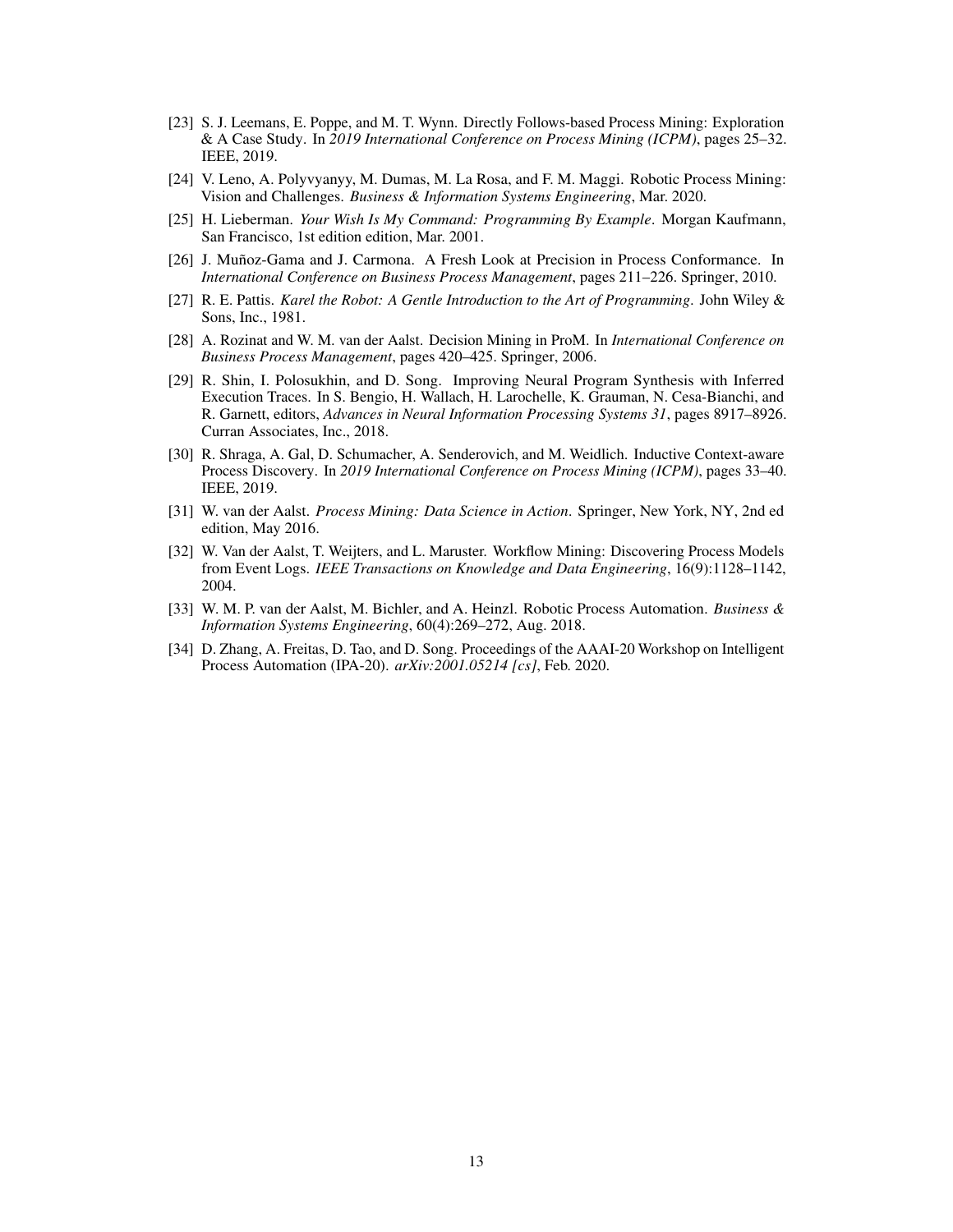[23] S. J. Leemans, E. Poppe, and M. T. Wynn. Directly Follows-based Process Mining: Exploration & A Case Study. In *2019 International Conference on Process Mining (ICPM)*, pages 25–32. IEEE, 2019.

[24] V. Leno, A. Polyvyanyy, M. Dumas, M. La Rosa, and F. M. Maggi. Robotic Process Mining: Vision and Challenges. *Business & Information Systems Engineering*, Mar. 2020.

[25] H. Lieberman. *Your Wish Is My Command: Programming By Example*. Morgan Kaufmann, San Francisco, 1st edition edition, Mar. 2001.

[26] J. Muñoz-Gama and J. Carmona. A Fresh Look at Precision in Process Conformance. In *International Conference on Business Process Management*, pages 211–226. Springer, 2010.

[27] R. E. Pattis. *Karel the Robot: A Gentle Introduction to the Art of Programming*. John Wiley & Sons, Inc., 1981.

[28] A. Rozinat and W. M. van der Aalst. Decision Mining in ProM. In *International Conference on Business Process Management*, pages 420–425. Springer, 2006.

[29] R. Shin, I. Polosukhin, and D. Song. Improving Neural Program Synthesis with Inferred Execution Traces. In S. Bengio, H. Wallach, H. Larochelle, K. Grauman, N. Cesa-Bianchi, and R. Garnett, editors, *Advances in Neural Information Processing Systems 31*, pages 8917–8926. Curran Associates, Inc., 2018.

[30] R. Shraga, A. Gal, D. Schumacher, A. Senderovich, and M. Weidlich. Inductive Context-aware Process Discovery. In *2019 International Conference on Process Mining (ICPM)*, pages 33–40. IEEE, 2019.

[31] W. van der Aalst. *Process Mining: Data Science in Action*. Springer, New York, NY, 2nd ed edition, May 2016.

[32] W. Van der Aalst, T. Weijters, and L. Maruster. Workflow Mining: Discovering Process Models from Event Logs. *IEEE Transactions on Knowledge and Data Engineering*, 16(9):1128–1142, 2004.

[33] W. M. P. van der Aalst, M. Bichler, and A. Heinzl. Robotic Process Automation. *Business & Information Systems Engineering*, 60(4):269–272, Aug. 2018.

[34] D. Zhang, A. Freitas, D. Tao, and D. Song. Proceedings of the AAAI-20 Workshop on Intelligent Process Automation (IPA-20). *arXiv:2001.05214 [cs]*, Feb. 2020.